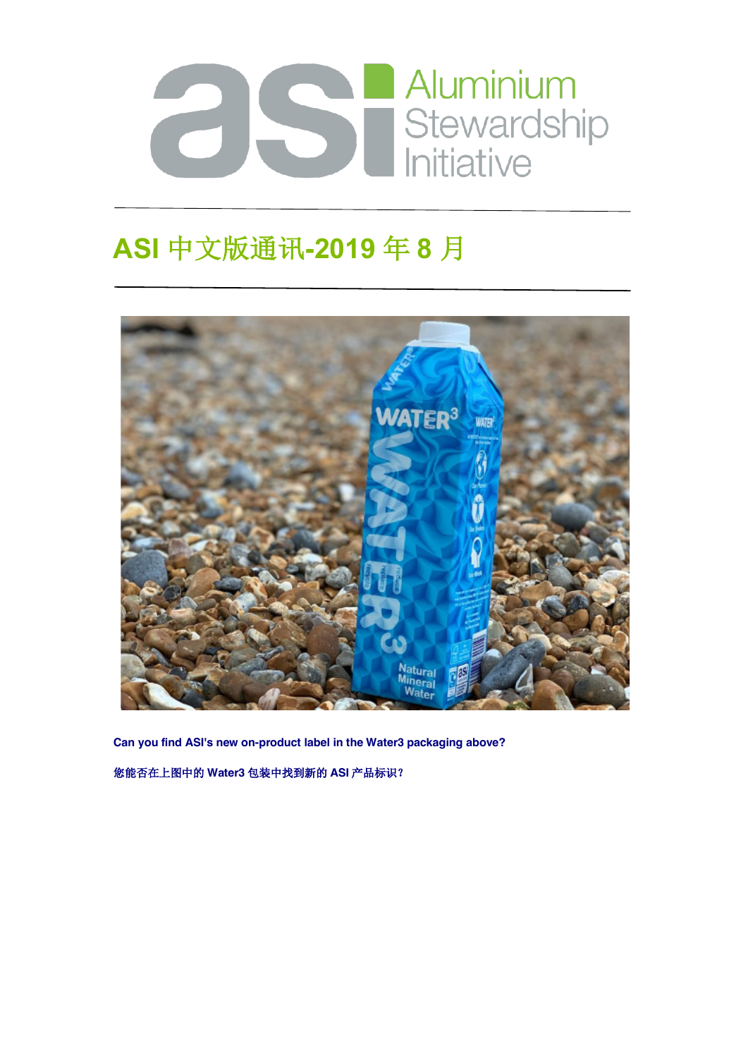# ASI 中文版通讯-2019 年 8 月

**Can you find ASI's new on-product label in the Water3 packaging above?**

**您能否在上图中的 Water3 包装中找到新的 ASI 产品标识？**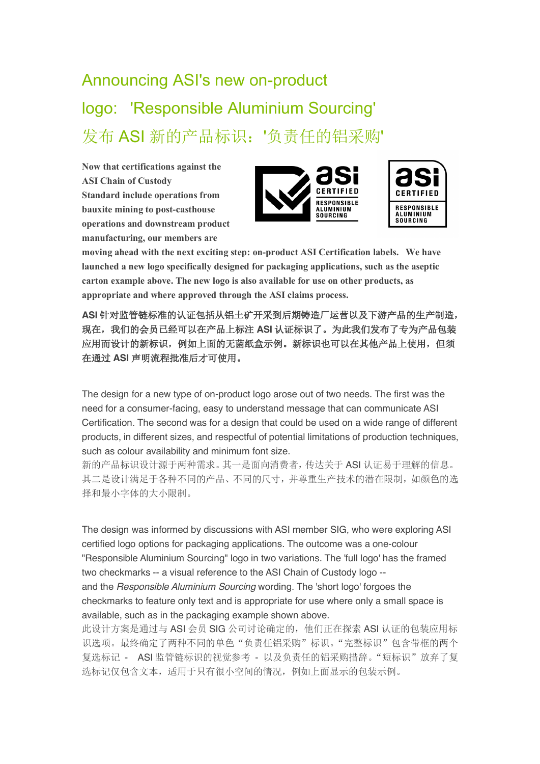# Announcing ASI's new on-product logo: 'Responsible Aluminium Sourcing'
# 发布 ASI 新的产品标识：'负责任的铝采购'

**Now that certifications against the ASI Chain of Custody Standard include operations from bauxite mining to post-casthouse operations and downstream product manufacturing, our members are moving ahead with the next exciting step: on-product ASI Certification labels. We have launched a new logo specifically designed for packaging applications, such as the aseptic carton example above. The new logo is also available for use on other products, as appropriate and where approved through the ASI claims process.**

**ASI 针对监管链标准的认证包括从铝土矿开采到后期铸造厂运营以及下游产品的生产制造，现在，我们的会员已经可以在产品上标注 ASI 认证标识了。为此我们发布了专为产品包装应用而设计的新标识，例如上面的无菌纸盒示例。新标识也可以在其他产品上使用，但须在通过 ASI 声明流程批准后才可使用。**

The design for a new type of on-product logo arose out of two needs. The first was the need for a consumer-facing, easy to understand message that can communicate ASI Certification. The second was for a design that could be used on a wide range of different products, in different sizes, and respectful of potential limitations of production techniques, such as colour availability and minimum font size.

新的产品标识设计源于两种需求。其一是面向消费者，传达关于 ASI 认证易于理解的信息。其二是设计满足于各种不同的产品、不同的尺寸，并尊重生产技术的潜在限制，如颜色的选择和最小字体的大小限制。

The design was informed by discussions with ASI member SIG, who were exploring ASI certified logo options for packaging applications. The outcome was a one-colour "Responsible Aluminium Sourcing" logo in two variations. The 'full logo' has the framed two checkmarks -- a visual reference to the ASI Chain of Custody logo -- and the *Responsible Aluminium Sourcing* wording. The 'short logo' forgoes the checkmarks to feature only text and is appropriate for use where only a small space is available, such as in the packaging example shown above.

此设计方案是通过与 ASI 会员 SIG 公司讨论确定的，他们正在探索 ASI 认证的包装应用标识选项。最终确定了两种不同的单色“负责任铝采购”标识。“完整标识”包含带框的两个复选标记 - ASI 监管链标识的视觉参考 - 以及负责任的铝采购措辞。“短标识”放弃了复选标记仅包含文本，适用于只有很小空间的情况，例如上面显示的包装示例。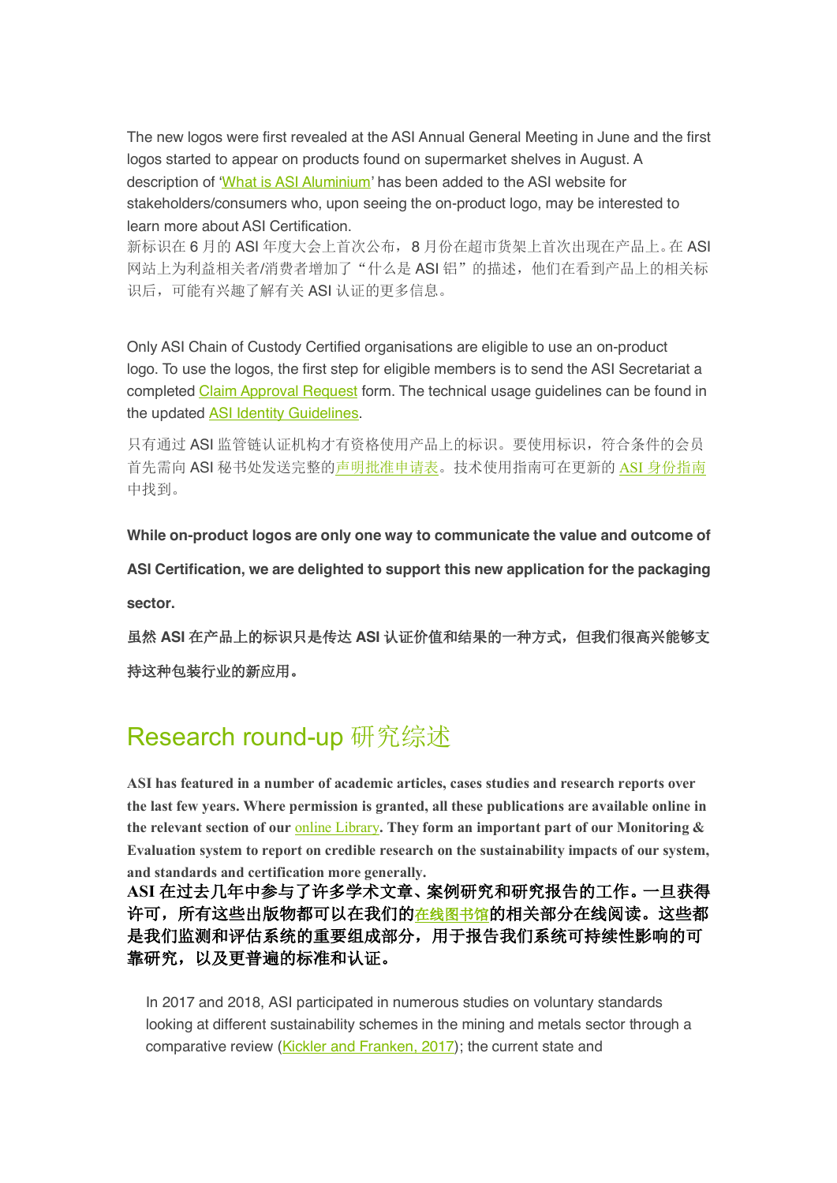The new logos were first revealed at the ASI Annual General Meeting in June and the first logos started to appear on products found on supermarket shelves in August. A description of 'What is ASI Aluminium' has been added to the ASI website for stakeholders/consumers who, upon seeing the on-product logo, may be interested to learn more about ASI Certification.
新标识在 6 月的 ASI 年度大会上首次公布，8 月份在超市货架上首次出现在产品上。在 ASI 网站上为利益相关者/消费者增加了“什么是 ASI 铝”的描述，他们在看到产品上的相关标识后，可能有兴趣了解有关 ASI 认证的更多信息。

Only ASI Chain of Custody Certified organisations are eligible to use an on-product logo. To use the logos, the first step for eligible members is to send the ASI Secretariat a completed Claim Approval Request form. The technical usage guidelines can be found in the updated ASI Identity Guidelines.

只有通过 ASI 监管链认证机构才有资格使用产品上的标识。要使用标识，符合条件的会员首先需向 ASI 秘书处发送完整的声明批准申请表。技术使用指南可在更新的 ASI 身份指南中找到。

**While on-product logos are only one way to communicate the value and outcome of ASI Certification, we are delighted to support this new application for the packaging sector.**

**虽然 ASI 在产品上的标识只是传达 ASI 认证价值和结果的一种方式，但我们很高兴能够支持这种包装行业的新应用。**

## Research round-up 研究综述

**ASI has featured in a number of academic articles, cases studies and research reports over the last few years. Where permission is granted, all these publications are available online in the relevant section of our online Library. They form an important part of our Monitoring & Evaluation system to report on credible research on the sustainability impacts of our system, and standards and certification more generally.**
**ASI 在过去几年中参与了许多学术文章、案例研究和研究报告的工作。一旦获得许可，所有这些出版物都可以在我们的在线图书馆的相关部分在线阅读。这些都是我们监测和评估系统的重要组成部分，用于报告我们系统可持续性影响的可靠研究，以及更普遍的标准和认证。**

In 2017 and 2018, ASI participated in numerous studies on voluntary standards looking at different sustainability schemes in the mining and metals sector through a comparative review (Kickler and Franken, 2017); the current state and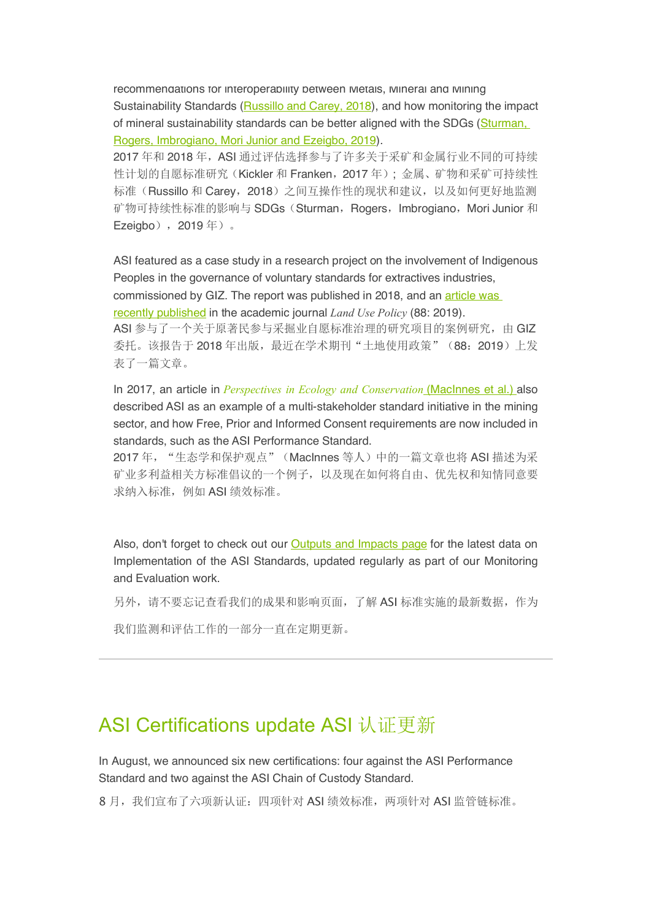recommendations for interoperability between Metals, Mineral and Mining Sustainability Standards (Russillo and Carey, 2018), and how monitoring the impact of mineral sustainability standards can be better aligned with the SDGs (Sturman, Rogers, Imbrogiano, Mori Junior and Ezeigbo, 2019).
2017 年和 2018 年，ASI 通过评估选择参与了许多关于采矿和金属行业不同的可持续性计划的自愿标准研究（Kickler 和 Franken，2017 年）；金属、矿物和采矿可持续性标准（Russillo 和 Carey，2018）之间互操作性的现状和建议，以及如何更好地监测矿物可持续性标准的影响与 SDGs（Sturman，Rogers，Imbrogiano，Mori Junior 和 Ezeigbo），2019 年）。

ASI featured as a case study in a research project on the involvement of Indigenous Peoples in the governance of voluntary standards for extractives industries, commissioned by GIZ. The report was published in 2018, and an article was recently published in the academic journal *Land Use Policy* (88: 2019).
ASI 参与了一个关于原著民参与采掘业自愿标准治理的研究项目的案例研究，由 GIZ 委托。该报告于 2018 年出版，最近在学术期刊"土地使用政策"（88：2019）上发表了一篇文章。

In 2017, an article in *Perspectives in Ecology and Conservation* (MacInnes et al.) also described ASI as an example of a multi-stakeholder standard initiative in the mining sector, and how Free, Prior and Informed Consent requirements are now included in standards, such as the ASI Performance Standard.
2017 年，"生态学和保护观点"（MacInnes 等人）中的一篇文章也将 ASI 描述为采矿业多利益相关方标准倡议的一个例子，以及现在如何将自由、优先权和知情同意要求纳入标准，例如 ASI 绩效标准。

Also, don't forget to check out our Outputs and Impacts page for the latest data on Implementation of the ASI Standards, updated regularly as part of our Monitoring and Evaluation work.

另外，请不要忘记查看我们的成果和影响页面，了解 ASI 标准实施的最新数据，作为我们监测和评估工作的一部分一直在定期更新。

---

## ASI Certifications update ASI 认证更新

In August, we announced six new certifications: four against the ASI Performance Standard and two against the ASI Chain of Custody Standard.

8 月，我们宣布了六项新认证：四项针对 ASI 绩效标准，两项针对 ASI 监管链标准。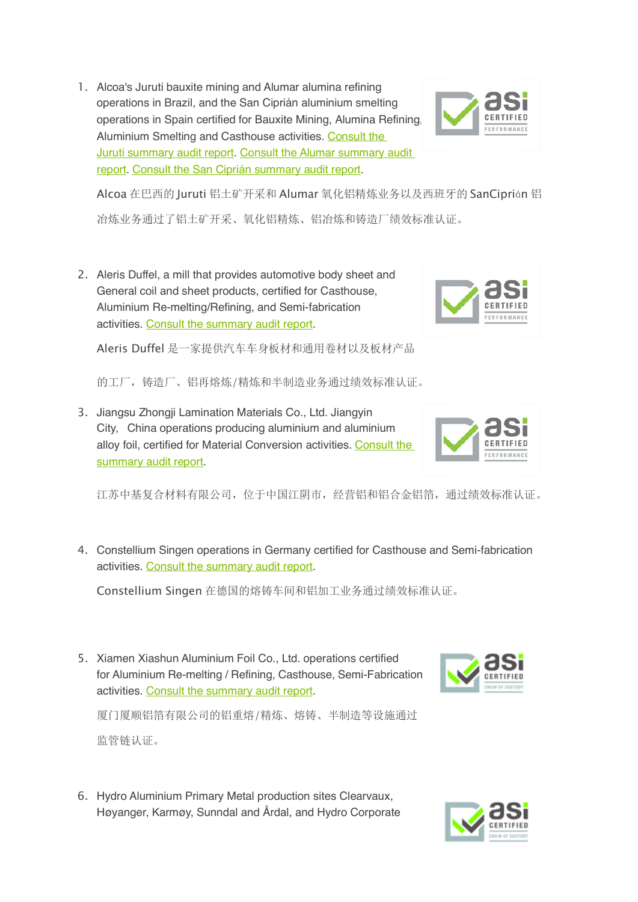1. Alcoa's Juruti bauxite mining and Alumar alumina refining operations in Brazil, and the San Ciprián aluminium smelting operations in Spain certified for Bauxite Mining, Alumina Refining, Aluminium Smelting and Casthouse activities. Consult the Juruti summary audit report. Consult the Alumar summary audit report. Consult the San Ciprián summary audit report.

   Alcoa 在巴西的 Juruti 铝土矿开采和 Alumar 氧化铝精炼业务以及西班牙的 SanCiprián 铝冶炼业务通过了铝土矿开采、氧化铝精炼、铝冶炼和铸造厂绩效标准认证。

2. Aleris Duffel, a mill that provides automotive body sheet and General coil and sheet products, certified for Casthouse, Aluminium Re-melting/Refining, and Semi-fabrication activities. Consult the summary audit report.

   Aleris Duffel 是一家提供汽车车身板材和通用卷材以及板材产品的工厂，铸造厂、铝再熔炼/精炼和半制造业务通过绩效标准认证。

3. Jiangsu Zhongji Lamination Materials Co., Ltd. Jiangyin City, China operations producing aluminium and aluminium alloy foil, certified for Material Conversion activities. Consult the summary audit report.

   江苏中基复合材料有限公司，位于中国江阴市，经营铝和铝合金铝箔，通过绩效标准认证。

4. Constellium Singen operations in Germany certified for Casthouse and Semi-fabrication activities. Consult the summary audit report.

   Constellium Singen 在德国的熔铸车间和铝加工业务通过绩效标准认证。

5. Xiamen Xiashun Aluminium Foil Co., Ltd. operations certified for Aluminium Re-melting / Refining, Casthouse, Semi-Fabrication activities. Consult the summary audit report.

   厦门厦顺铝箔有限公司的铝重熔/精炼、熔铸、半制造等设施通过监管链认证。

6. Hydro Aluminium Primary Metal production sites Clearvaux, Høyanger, Karmøy, Sunndal and Årdal, and Hydro Corporate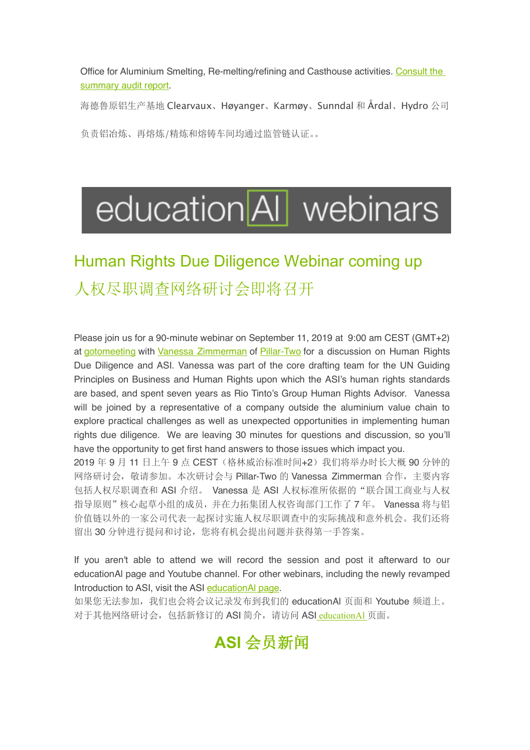Office for Aluminium Smelting, Re-melting/refining and Casthouse activities. Consult the summary audit report.

海德鲁原铝生产基地 Clearvaux、Høyanger、Karmøy、Sunndal 和 Årdal、Hydro 公司

负责铝冶炼、再熔炼/精炼和熔铸车间均通过监管链认证。。

educationAl webinars

## Human Rights Due Diligence Webinar coming up

## 人权尽职调查网络研讨会即将召开

Please join us for a 90-minute webinar on September 11, 2019 at 9:00 am CEST (GMT+2) at gotomeeting with Vanessa Zimmerman of Pillar-Two for a discussion on Human Rights Due Diligence and ASI. Vanessa was part of the core drafting team for the UN Guiding Principles on Business and Human Rights upon which the ASI's human rights standards are based, and spent seven years as Rio Tinto's Group Human Rights Advisor. Vanessa will be joined by a representative of a company outside the aluminium value chain to explore practical challenges as well as unexpected opportunities in implementing human rights due diligence. We are leaving 30 minutes for questions and discussion, so you'll have the opportunity to get first hand answers to those issues which impact you.
2019 年 9 月 11 日上午 9 点 CEST（格林威治标准时间+2）我们将举办时长大概 90 分钟的网络研讨会，敬请参加。本次研讨会与 Pillar-Two 的 Vanessa Zimmerman 合作，主要内容包括人权尽职调查和 ASI 介绍。 Vanessa 是 ASI 人权标准所依据的“联合国工商业与人权指导原则”核心起草小组的成员，并在力拓集团人权咨询部门工作了 7 年。 Vanessa 将与铝价值链以外的一家公司代表一起探讨实施人权尽职调查中的实际挑战和意外机会。我们还将留出 30 分钟进行提问和讨论，您将有机会提出问题并获得第一手答案。

If you aren't able to attend we will record the session and post it afterward to our educationAl page and Youtube channel. For other webinars, including the newly revamped Introduction to ASI, visit the ASI educationAl page.
如果您无法参加，我们也会将会议记录发布到我们的 educationAl 页面和 Youtube 频道上。对于其他网络研讨会，包括新修订的 ASI 简介，请访问 ASI educationAl 页面。

## ASI 会员新闻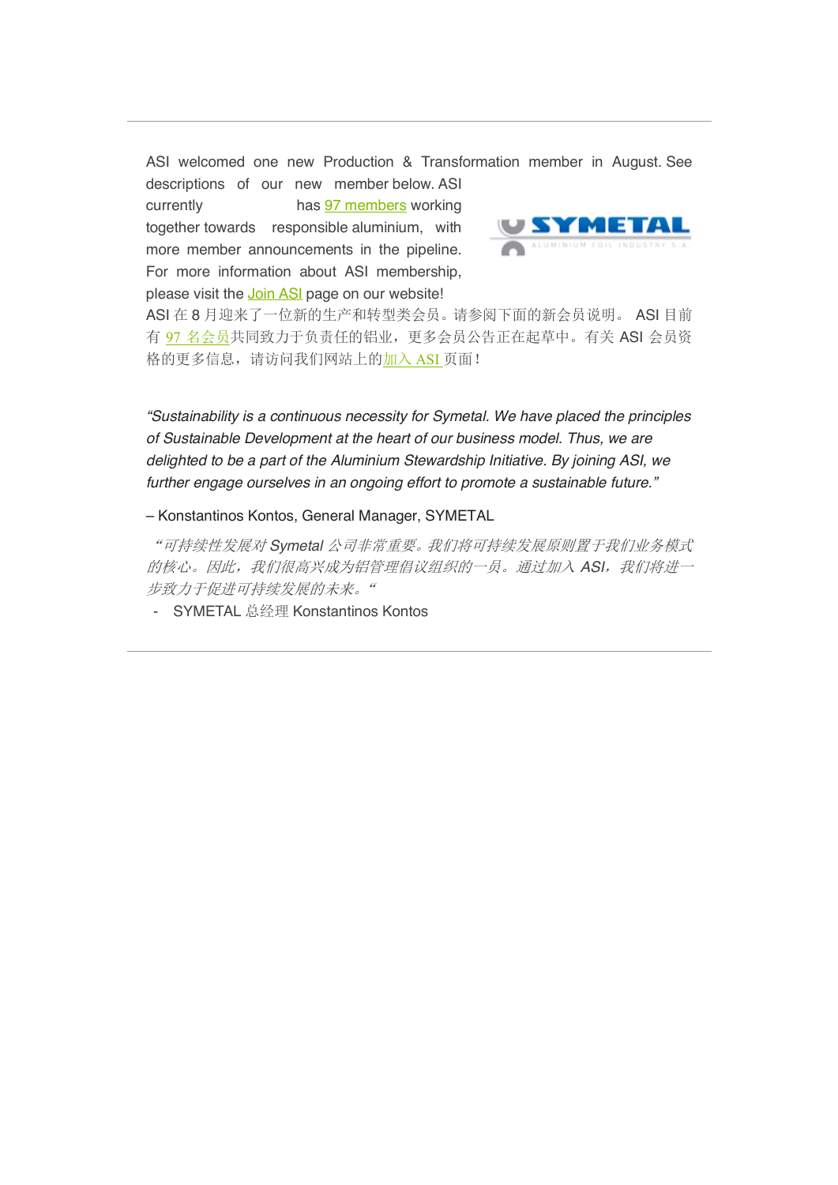ASI welcomed one new Production & Transformation member in August. See descriptions of our new member below. ASI currently has 97 members working together towards responsible aluminium, with more member announcements in the pipeline. For more information about ASI membership, please visit the Join ASI page on our website!

ASI 在 8 月迎来了一位新的生产和转型类会员。请参阅下面的新会员说明。 ASI 目前有 97 名会员共同致力于负责任的铝业，更多会员公告正在起草中。有关 ASI 会员资格的更多信息，请访问我们网站上的加入 ASI 页面！

*"Sustainability is a continuous necessity for Symetal. We have placed the principles of Sustainable Development at the heart of our business model. Thus, we are delighted to be a part of the Aluminium Stewardship Initiative. By joining ASI, we further engage ourselves in an ongoing effort to promote a sustainable future."*

– Konstantinos Kontos, General Manager, SYMETAL

*"可持续性发展对 Symetal 公司非常重要。我们将可持续发展原则置于我们业务模式的核心。因此，我们很高兴成为铝管理倡议组织的一员。通过加入 ASI，我们将进一步致力于促进可持续发展的未来。"*

- SYMETAL 总经理 Konstantinos Kontos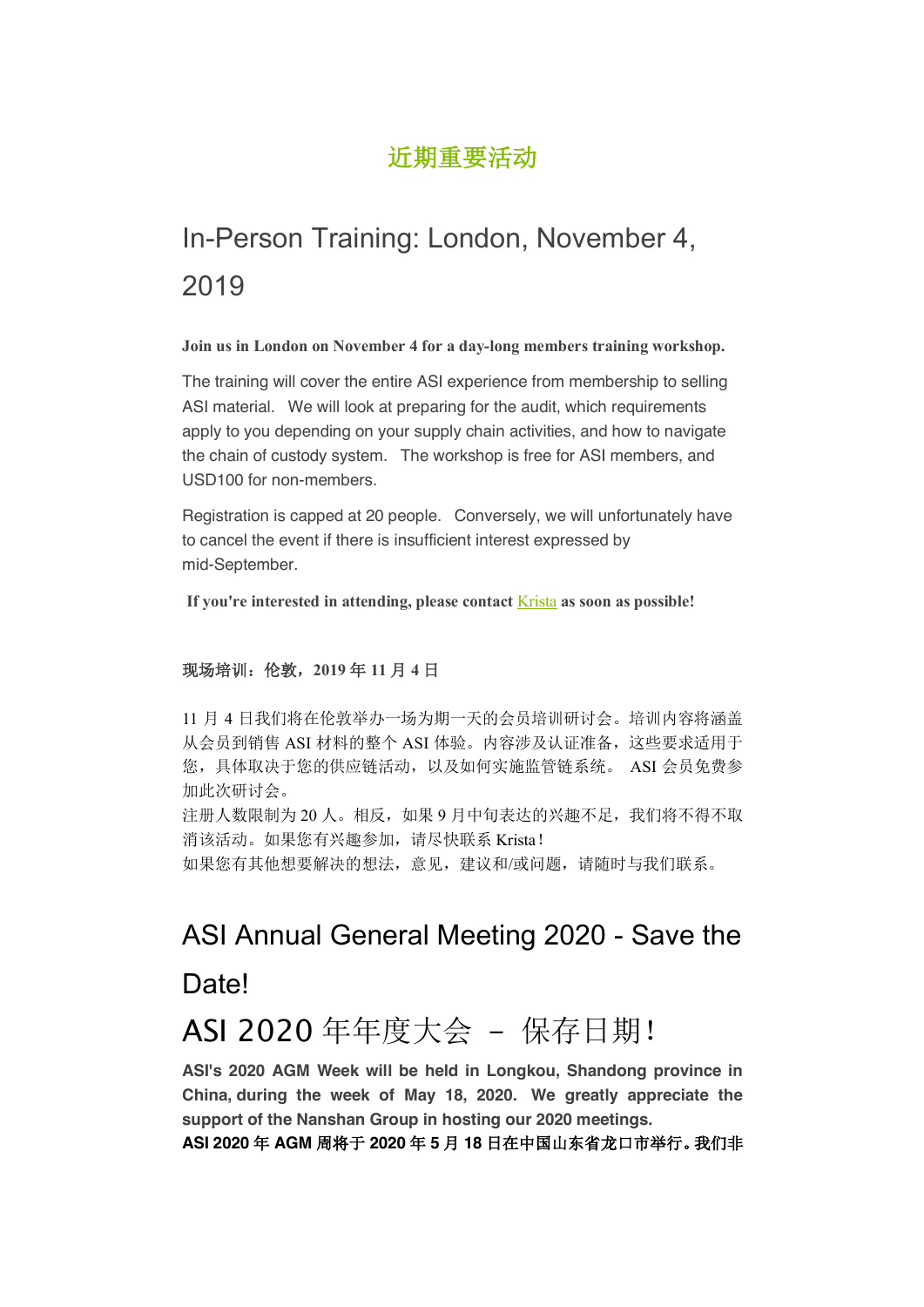## 近期重要活动

# In-Person Training: London, November 4, 2019

**Join us in London on November 4 for a day-long members training workshop.**

The training will cover the entire ASI experience from membership to selling ASI material. We will look at preparing for the audit, which requirements apply to you depending on your supply chain activities, and how to navigate the chain of custody system. The workshop is free for ASI members, and USD100 for non-members.

Registration is capped at 20 people. Conversely, we will unfortunately have to cancel the event if there is insufficient interest expressed by mid-September.

**If you're interested in attending, please contact Krista as soon as possible!**

**现场培训：伦敦，2019 年 11 月 4 日**

11 月 4 日我们将在伦敦举办一场为期一天的会员培训研讨会。培训内容将涵盖从会员到销售 ASI 材料的整个 ASI 体验。内容涉及认证准备，这些要求适用于您，具体取决于您的供应链活动，以及如何实施监管链系统。 ASI 会员免费参加此次研讨会。
注册人数限制为 20 人。相反，如果 9 月中旬表达的兴趣不足，我们将不得不取消该活动。如果您有兴趣参加，请尽快联系 Krista！
如果您有其他想要解决的想法，意见，建议和/或问题，请随时与我们联系。

# ASI Annual General Meeting 2020 - Save the Date!

# ASI 2020 年年度大会 – 保存日期！

**ASI's 2020 AGM Week will be held in Longkou, Shandong province in China, during the week of May 18, 2020. We greatly appreciate the support of the Nanshan Group in hosting our 2020 meetings.**
**ASI 2020 年 AGM 周将于 2020 年 5 月 18 日在中国山东省龙口市举行。我们非**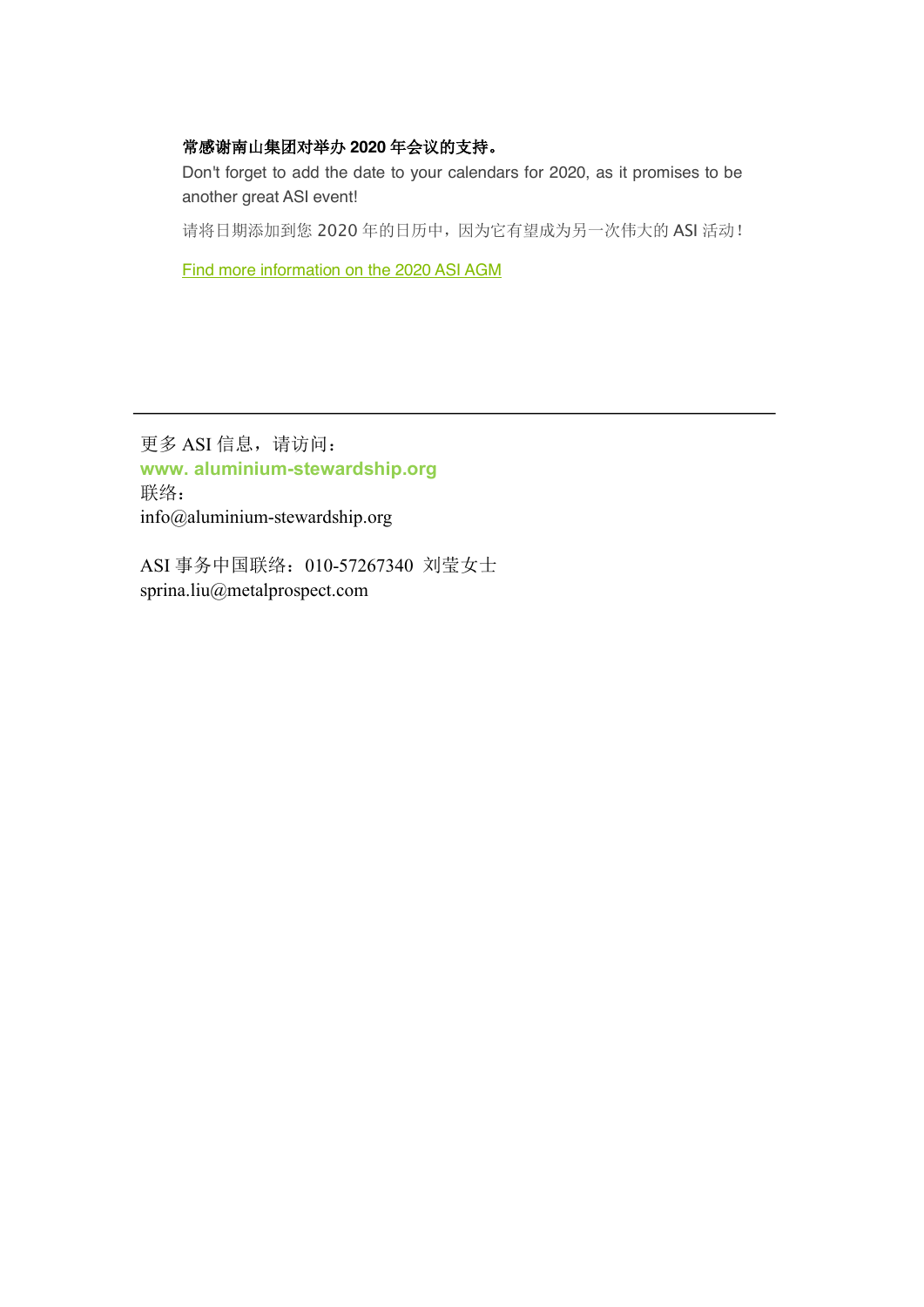**常感谢南山集团对举办 2020 年会议的支持。**

Don't forget to add the date to your calendars for 2020, as it promises to be another great ASI event!

请将日期添加到您 2020 年的日历中，因为它有望成为另一次伟大的 ASI 活动！

Find more information on the 2020 ASI AGM

---

更多 ASI 信息，请访问：
**www. aluminium-stewardship.org**
联络：
info@aluminium-stewardship.org

ASI 事务中国联络：010-57267340 刘莹女士
sprina.liu@metalprospect.com